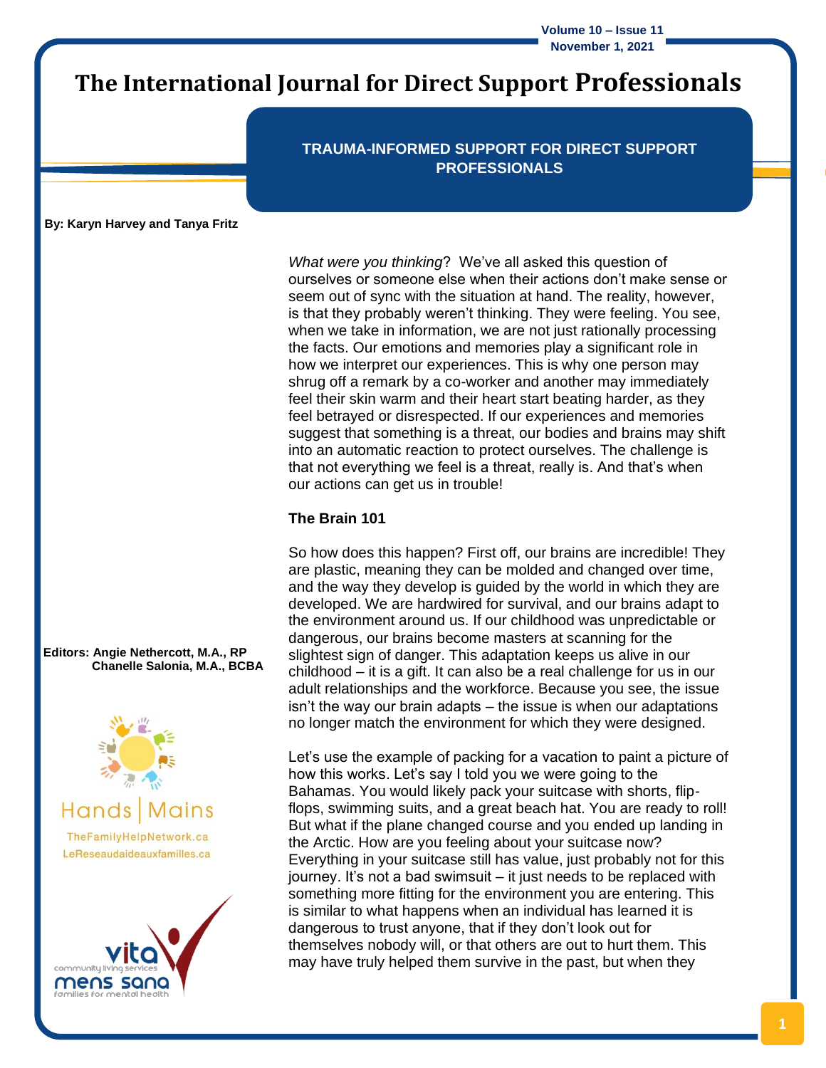# The International Journal for Direct Support Professionals

## TRAUMA-INFORMED SUPPORT FOR DIRECT SUPPORT PROFESSIONALS

**By: Karyn Harvey and Tanya Fritz**

**Editors: Angie Nethercott, M.A., RP**
**Chanelle Salonia, M.A., BCBA**

Hands | Mains
TheFamilyHelpNetwork.ca
LeReseaudaideauxfamilles.ca

vita community living services
mens sana families for mental health

*What were you thinking*? We've all asked this question of ourselves or someone else when their actions don't make sense or seem out of sync with the situation at hand. The reality, however, is that they probably weren't thinking. They were feeling. You see, when we take in information, we are not just rationally processing the facts. Our emotions and memories play a significant role in how we interpret our experiences. This is why one person may shrug off a remark by a co-worker and another may immediately feel their skin warm and their heart start beating harder, as they feel betrayed or disrespected. If our experiences and memories suggest that something is a threat, our bodies and brains may shift into an automatic reaction to protect ourselves. The challenge is that not everything we feel is a threat, really is. And that's when our actions can get us in trouble!

### The Brain 101

So how does this happen? First off, our brains are incredible! They are plastic, meaning they can be molded and changed over time, and the way they develop is guided by the world in which they are developed. We are hardwired for survival, and our brains adapt to the environment around us. If our childhood was unpredictable or dangerous, our brains become masters at scanning for the slightest sign of danger. This adaptation keeps us alive in our childhood – it is a gift. It can also be a real challenge for us in our adult relationships and the workforce. Because you see, the issue isn't the way our brain adapts – the issue is when our adaptations no longer match the environment for which they were designed.

Let's use the example of packing for a vacation to paint a picture of how this works. Let's say I told you we were going to the Bahamas. You would likely pack your suitcase with shorts, flip-flops, swimming suits, and a great beach hat. You are ready to roll! But what if the plane changed course and you ended up landing in the Arctic. How are you feeling about your suitcase now? Everything in your suitcase still has value, just probably not for this journey. It's not a bad swimsuit – it just needs to be replaced with something more fitting for the environment you are entering. This is similar to what happens when an individual has learned it is dangerous to trust anyone, that if they don't look out for themselves nobody will, or that others are out to hurt them. This may have truly helped them survive in the past, but when they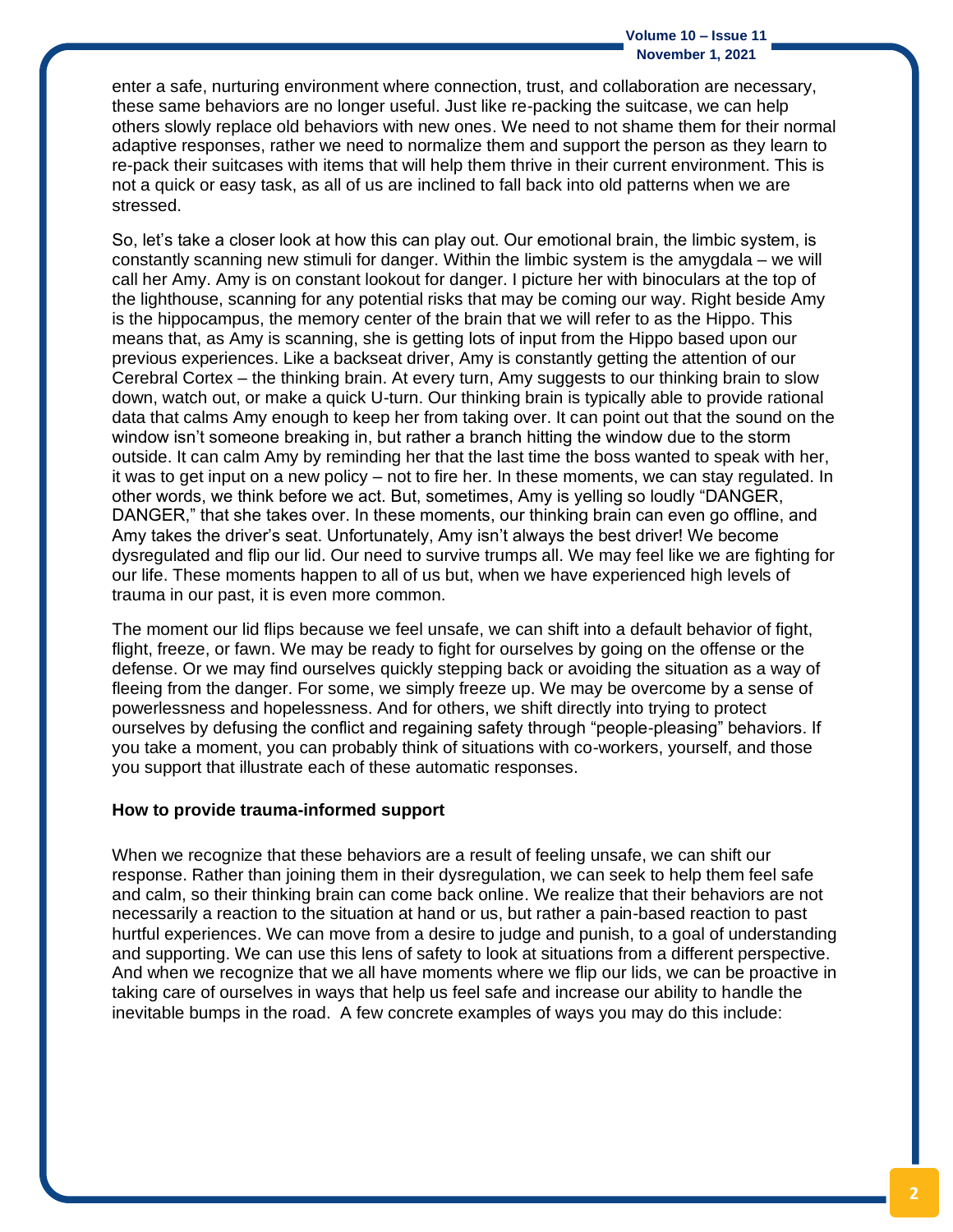enter a safe, nurturing environment where connection, trust, and collaboration are necessary, these same behaviors are no longer useful. Just like re-packing the suitcase, we can help others slowly replace old behaviors with new ones. We need to not shame them for their normal adaptive responses, rather we need to normalize them and support the person as they learn to re-pack their suitcases with items that will help them thrive in their current environment. This is not a quick or easy task, as all of us are inclined to fall back into old patterns when we are stressed.

So, let's take a closer look at how this can play out. Our emotional brain, the limbic system, is constantly scanning new stimuli for danger. Within the limbic system is the amygdala – we will call her Amy. Amy is on constant lookout for danger. I picture her with binoculars at the top of the lighthouse, scanning for any potential risks that may be coming our way. Right beside Amy is the hippocampus, the memory center of the brain that we will refer to as the Hippo. This means that, as Amy is scanning, she is getting lots of input from the Hippo based upon our previous experiences. Like a backseat driver, Amy is constantly getting the attention of our Cerebral Cortex – the thinking brain. At every turn, Amy suggests to our thinking brain to slow down, watch out, or make a quick U-turn. Our thinking brain is typically able to provide rational data that calms Amy enough to keep her from taking over. It can point out that the sound on the window isn't someone breaking in, but rather a branch hitting the window due to the storm outside. It can calm Amy by reminding her that the last time the boss wanted to speak with her, it was to get input on a new policy – not to fire her. In these moments, we can stay regulated. In other words, we think before we act. But, sometimes, Amy is yelling so loudly "DANGER, DANGER," that she takes over. In these moments, our thinking brain can even go offline, and Amy takes the driver's seat. Unfortunately, Amy isn't always the best driver! We become dysregulated and flip our lid. Our need to survive trumps all. We may feel like we are fighting for our life. These moments happen to all of us but, when we have experienced high levels of trauma in our past, it is even more common.

The moment our lid flips because we feel unsafe, we can shift into a default behavior of fight, flight, freeze, or fawn. We may be ready to fight for ourselves by going on the offense or the defense. Or we may find ourselves quickly stepping back or avoiding the situation as a way of fleeing from the danger. For some, we simply freeze up. We may be overcome by a sense of powerlessness and hopelessness. And for others, we shift directly into trying to protect ourselves by defusing the conflict and regaining safety through "people-pleasing" behaviors. If you take a moment, you can probably think of situations with co-workers, yourself, and those you support that illustrate each of these automatic responses.

**How to provide trauma-informed support**

When we recognize that these behaviors are a result of feeling unsafe, we can shift our response. Rather than joining them in their dysregulation, we can seek to help them feel safe and calm, so their thinking brain can come back online. We realize that their behaviors are not necessarily a reaction to the situation at hand or us, but rather a pain-based reaction to past hurtful experiences. We can move from a desire to judge and punish, to a goal of understanding and supporting. We can use this lens of safety to look at situations from a different perspective. And when we recognize that we all have moments where we flip our lids, we can be proactive in taking care of ourselves in ways that help us feel safe and increase our ability to handle the inevitable bumps in the road. A few concrete examples of ways you may do this include: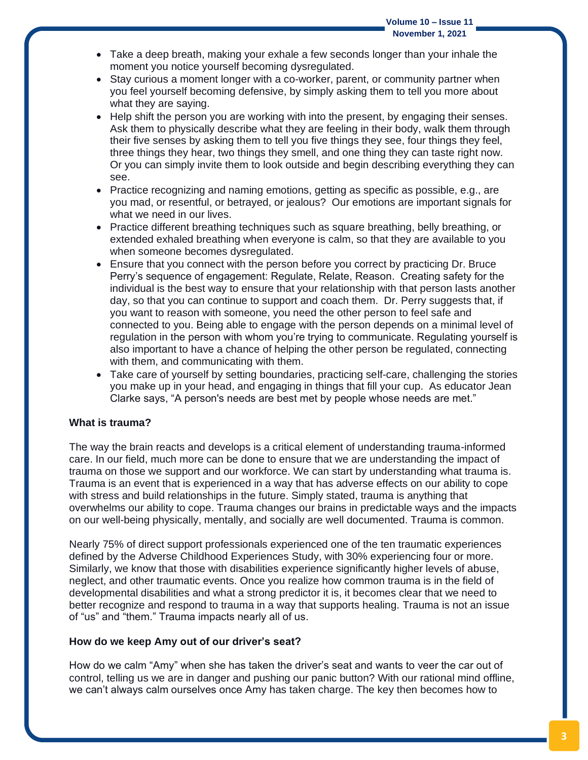- Take a deep breath, making your exhale a few seconds longer than your inhale the moment you notice yourself becoming dysregulated.
- Stay curious a moment longer with a co-worker, parent, or community partner when you feel yourself becoming defensive, by simply asking them to tell you more about what they are saying.
- Help shift the person you are working with into the present, by engaging their senses. Ask them to physically describe what they are feeling in their body, walk them through their five senses by asking them to tell you five things they see, four things they feel, three things they hear, two things they smell, and one thing they can taste right now. Or you can simply invite them to look outside and begin describing everything they can see.
- Practice recognizing and naming emotions, getting as specific as possible, e.g., are you mad, or resentful, or betrayed, or jealous? Our emotions are important signals for what we need in our lives.
- Practice different breathing techniques such as square breathing, belly breathing, or extended exhaled breathing when everyone is calm, so that they are available to you when someone becomes dysregulated.
- Ensure that you connect with the person before you correct by practicing Dr. Bruce Perry's sequence of engagement: Regulate, Relate, Reason. Creating safety for the individual is the best way to ensure that your relationship with that person lasts another day, so that you can continue to support and coach them. Dr. Perry suggests that, if you want to reason with someone, you need the other person to feel safe and connected to you. Being able to engage with the person depends on a minimal level of regulation in the person with whom you're trying to communicate. Regulating yourself is also important to have a chance of helping the other person be regulated, connecting with them, and communicating with them.
- Take care of yourself by setting boundaries, practicing self-care, challenging the stories you make up in your head, and engaging in things that fill your cup. As educator Jean Clarke says, "A person's needs are best met by people whose needs are met."

**What is trauma?**

The way the brain reacts and develops is a critical element of understanding trauma-informed care. In our field, much more can be done to ensure that we are understanding the impact of trauma on those we support and our workforce. We can start by understanding what trauma is. Trauma is an event that is experienced in a way that has adverse effects on our ability to cope with stress and build relationships in the future. Simply stated, trauma is anything that overwhelms our ability to cope. Trauma changes our brains in predictable ways and the impacts on our well-being physically, mentally, and socially are well documented. Trauma is common.

Nearly 75% of direct support professionals experienced one of the ten traumatic experiences defined by the Adverse Childhood Experiences Study, with 30% experiencing four or more. Similarly, we know that those with disabilities experience significantly higher levels of abuse, neglect, and other traumatic events. Once you realize how common trauma is in the field of developmental disabilities and what a strong predictor it is, it becomes clear that we need to better recognize and respond to trauma in a way that supports healing. Trauma is not an issue of "us" and "them." Trauma impacts nearly all of us.

**How do we keep Amy out of our driver's seat?**

How do we calm "Amy" when she has taken the driver's seat and wants to veer the car out of control, telling us we are in danger and pushing our panic button? With our rational mind offline, we can't always calm ourselves once Amy has taken charge. The key then becomes how to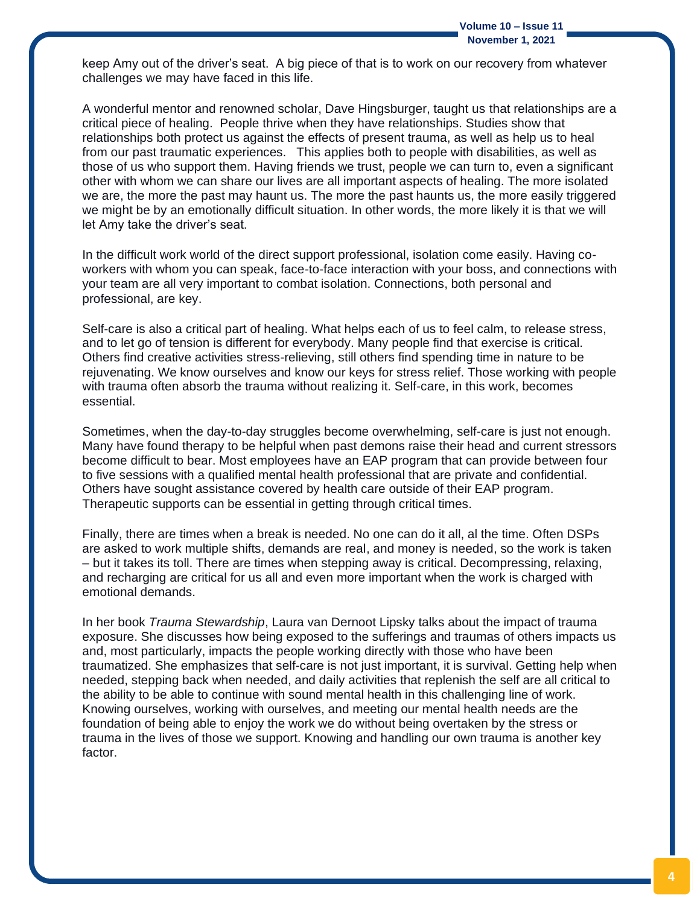keep Amy out of the driver's seat. A big piece of that is to work on our recovery from whatever challenges we may have faced in this life.

A wonderful mentor and renowned scholar, Dave Hingsburger, taught us that relationships are a critical piece of healing. People thrive when they have relationships. Studies show that relationships both protect us against the effects of present trauma, as well as help us to heal from our past traumatic experiences. This applies both to people with disabilities, as well as those of us who support them. Having friends we trust, people we can turn to, even a significant other with whom we can share our lives are all important aspects of healing. The more isolated we are, the more the past may haunt us. The more the past haunts us, the more easily triggered we might be by an emotionally difficult situation. In other words, the more likely it is that we will let Amy take the driver's seat.

In the difficult work world of the direct support professional, isolation come easily. Having co-workers with whom you can speak, face-to-face interaction with your boss, and connections with your team are all very important to combat isolation. Connections, both personal and professional, are key.

Self-care is also a critical part of healing. What helps each of us to feel calm, to release stress, and to let go of tension is different for everybody. Many people find that exercise is critical. Others find creative activities stress-relieving, still others find spending time in nature to be rejuvenating. We know ourselves and know our keys for stress relief. Those working with people with trauma often absorb the trauma without realizing it. Self-care, in this work, becomes essential.

Sometimes, when the day-to-day struggles become overwhelming, self-care is just not enough. Many have found therapy to be helpful when past demons raise their head and current stressors become difficult to bear. Most employees have an EAP program that can provide between four to five sessions with a qualified mental health professional that are private and confidential. Others have sought assistance covered by health care outside of their EAP program. Therapeutic supports can be essential in getting through critical times.

Finally, there are times when a break is needed. No one can do it all, al the time. Often DSPs are asked to work multiple shifts, demands are real, and money is needed, so the work is taken – but it takes its toll. There are times when stepping away is critical. Decompressing, relaxing, and recharging are critical for us all and even more important when the work is charged with emotional demands.

In her book *Trauma Stewardship*, Laura van Dernoot Lipsky talks about the impact of trauma exposure. She discusses how being exposed to the sufferings and traumas of others impacts us and, most particularly, impacts the people working directly with those who have been traumatized. She emphasizes that self-care is not just important, it is survival. Getting help when needed, stepping back when needed, and daily activities that replenish the self are all critical to the ability to be able to continue with sound mental health in this challenging line of work. Knowing ourselves, working with ourselves, and meeting our mental health needs are the foundation of being able to enjoy the work we do without being overtaken by the stress or trauma in the lives of those we support. Knowing and handling our own trauma is another key factor.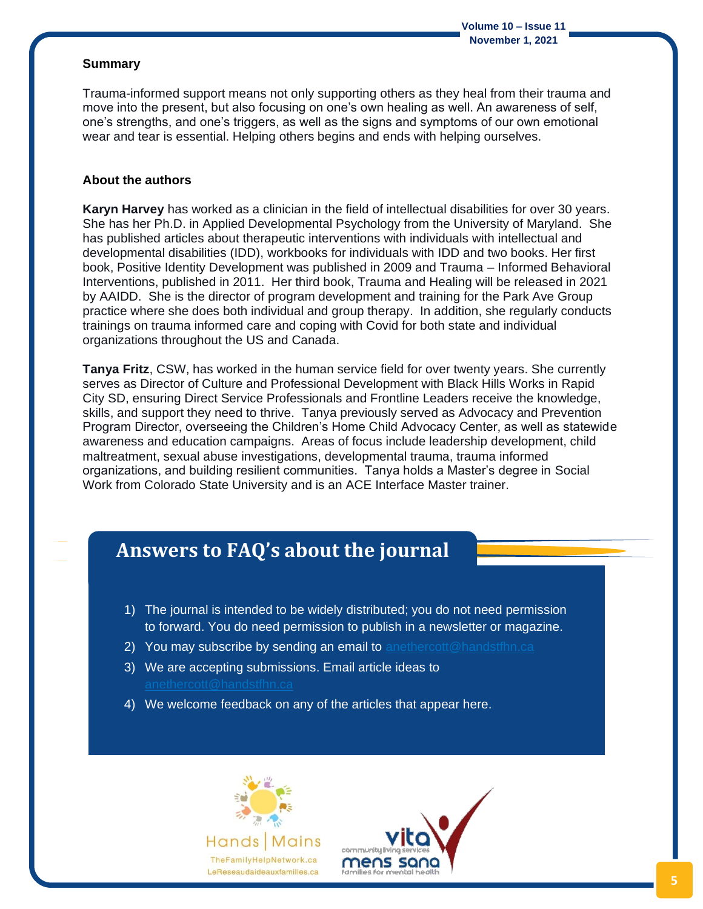## Summary

Trauma-informed support means not only supporting others as they heal from their trauma and move into the present, but also focusing on one's own healing as well. An awareness of self, one's strengths, and one's triggers, as well as the signs and symptoms of our own emotional wear and tear is essential. Helping others begins and ends with helping ourselves.

## About the authors

**Karyn Harvey** has worked as a clinician in the field of intellectual disabilities for over 30 years. She has her Ph.D. in Applied Developmental Psychology from the University of Maryland. She has published articles about therapeutic interventions with individuals with intellectual and developmental disabilities (IDD), workbooks for individuals with IDD and two books. Her first book, Positive Identity Development was published in 2009 and Trauma – Informed Behavioral Interventions, published in 2011. Her third book, Trauma and Healing will be released in 2021 by AAIDD. She is the director of program development and training for the Park Ave Group practice where she does both individual and group therapy. In addition, she regularly conducts trainings on trauma informed care and coping with Covid for both state and individual organizations throughout the US and Canada.

**Tanya Fritz**, CSW, has worked in the human service field for over twenty years. She currently serves as Director of Culture and Professional Development with Black Hills Works in Rapid City SD, ensuring Direct Service Professionals and Frontline Leaders receive the knowledge, skills, and support they need to thrive. Tanya previously served as Advocacy and Prevention Program Director, overseeing the Children's Home Child Advocacy Center, as well as statewide awareness and education campaigns. Areas of focus include leadership development, child maltreatment, sexual abuse investigations, developmental trauma, trauma informed organizations, and building resilient communities. Tanya holds a Master's degree in Social Work from Colorado State University and is an ACE Interface Master trainer.

## Answers to FAQ's about the journal

1) The journal is intended to be widely distributed; you do not need permission to forward. You do need permission to publish in a newsletter or magazine.
2) You may subscribe by sending an email to anethercott@handstfhn.ca
3) We are accepting submissions. Email article ideas to anethercott@handstfhn.ca
4) We welcome feedback on any of the articles that appear here.

Hands | Mains
TheFamilyHelpNetwork.ca
LeReseaudaideauxfamilles.ca

vita community living services
mens sana families for mental health